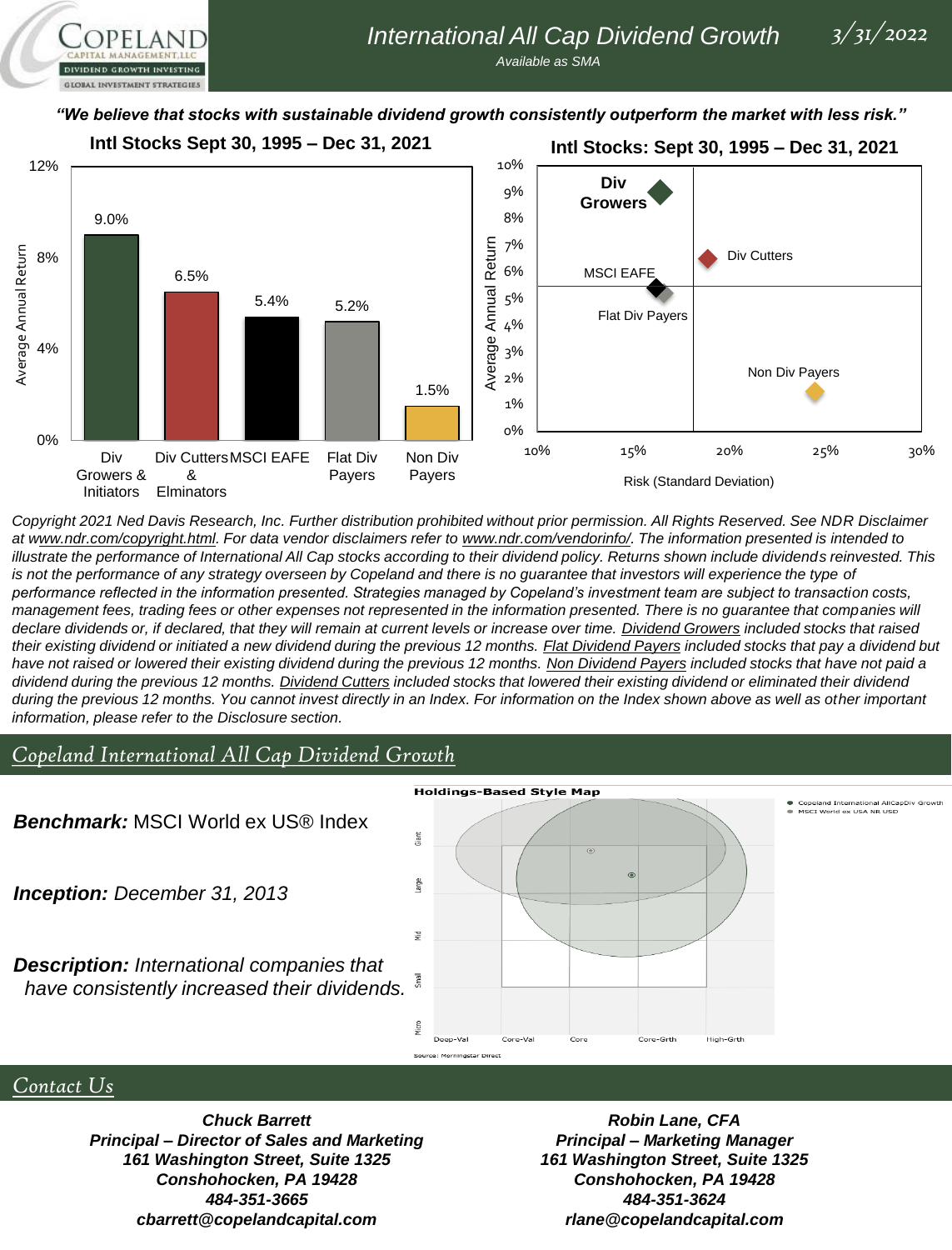# International All Cap Dividend Growth

*Available as SMA*

3/31/2022

***"We believe that stocks with sustainable dividend growth consistently outperform the market with less risk."***

**Intl Stocks Sept 30, 1995 – Dec 31, 2021**

| | Average Annual Return |
|---|---|
| Div Growers & Initiators | 9.0% |
| Div Cutters & Elminators | 6.5% |
| MSCI EAFE | 5.4% |
| Flat Div Payers | 5.2% |
| Non Div Payers | 1.5% |

**Intl Stocks: Sept 30, 1995 – Dec 31, 2021**

Average Annual Return vs. Risk (Standard Deviation): Div Growers, Div Cutters, MSCI EAFE, Flat Div Payers, Non Div Payers

*Copyright 2021 Ned Davis Research, Inc. Further distribution prohibited without prior permission. All Rights Reserved. See NDR Disclaimer at www.ndr.com/copyright.html. For data vendor disclaimers refer to www.ndr.com/vendorinfo/. The information presented is intended to illustrate the performance of International All Cap stocks according to their dividend policy. Returns shown include dividends reinvested. This is not the performance of any strategy overseen by Copeland and there is no guarantee that investors will experience the type of performance reflected in the information presented. Strategies managed by Copeland's investment team are subject to transaction costs, management fees, trading fees or other expenses not represented in the information presented. There is no guarantee that companies will declare dividends or, if declared, that they will remain at current levels or increase over time. Dividend Growers included stocks that raised their existing dividend or initiated a new dividend during the previous 12 months. Flat Dividend Payers included stocks that pay a dividend but have not raised or lowered their existing dividend during the previous 12 months. Non Dividend Payers included stocks that have not paid a dividend during the previous 12 months. Dividend Cutters included stocks that lowered their existing dividend or eliminated their dividend during the previous 12 months. You cannot invest directly in an Index. For information on the Index shown above as well as other important information, please refer to the Disclosure section.*

## Copeland International All Cap Dividend Growth

**Benchmark:** MSCI World ex US® Index

***Inception:*** *December 31, 2013*

***Description:*** *International companies that have consistently increased their dividends.*

**Holdings-Based Style Map**

Copeland International AllCapDiv Growth; MSCI World ex USA NR USD

Source: Morningstar Direct

## Contact Us

***Chuck Barrett***
***Principal – Director of Sales and Marketing***
***161 Washington Street, Suite 1325***
***Conshohocken, PA 19428***
***484-351-3665***
***cbarrett@copelandcapital.com***

***Robin Lane, CFA***
***Principal – Marketing Manager***
***161 Washington Street, Suite 1325***
***Conshohocken, PA 19428***
***484-351-3624***
***rlane@copelandcapital.com***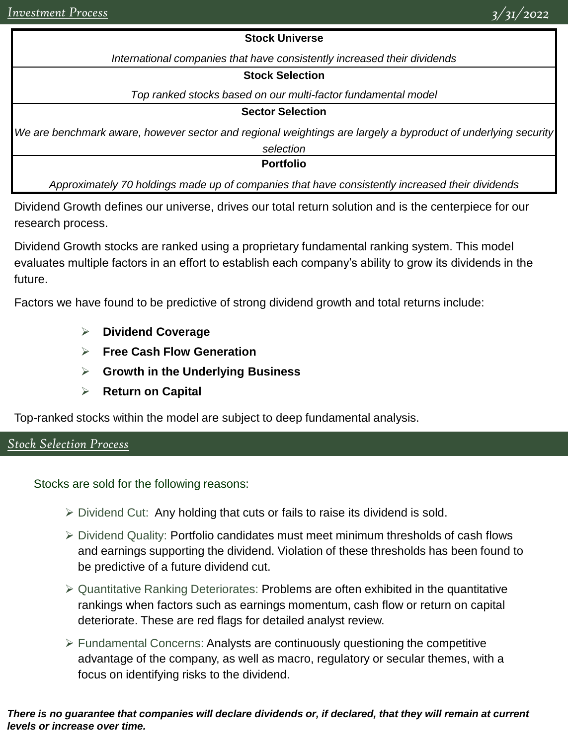## *Investment Process*

*3/31/2022*

| **Stock Universe** |
| --- |
| *International companies that have consistently increased their dividends* |
| **Stock Selection** |
| *Top ranked stocks based on our multi-factor fundamental model* |
| **Sector Selection** |
| *We are benchmark aware, however sector and regional weightings are largely a byproduct of underlying security selection* |
| **Portfolio** |
| *Approximately 70 holdings made up of companies that have consistently increased their dividends* |

Dividend Growth defines our universe, drives our total return solution and is the centerpiece for our research process.

Dividend Growth stocks are ranked using a proprietary fundamental ranking system. This model evaluates multiple factors in an effort to establish each company's ability to grow its dividends in the future.

Factors we have found to be predictive of strong dividend growth and total returns include:

- **Dividend Coverage**
- **Free Cash Flow Generation**
- **Growth in the Underlying Business**
- **Return on Capital**

Top-ranked stocks within the model are subject to deep fundamental analysis.

## *Stock Selection Process*

Stocks are sold for the following reasons:

- Dividend Cut: Any holding that cuts or fails to raise its dividend is sold.
- Dividend Quality: Portfolio candidates must meet minimum thresholds of cash flows and earnings supporting the dividend. Violation of these thresholds has been found to be predictive of a future dividend cut.
- Quantitative Ranking Deteriorates: Problems are often exhibited in the quantitative rankings when factors such as earnings momentum, cash flow or return on capital deteriorate. These are red flags for detailed analyst review.
- Fundamental Concerns: Analysts are continuously questioning the competitive advantage of the company, as well as macro, regulatory or secular themes, with a focus on identifying risks to the dividend.

***There is no guarantee that companies will declare dividends or, if declared, that they will remain at current levels or increase over time.***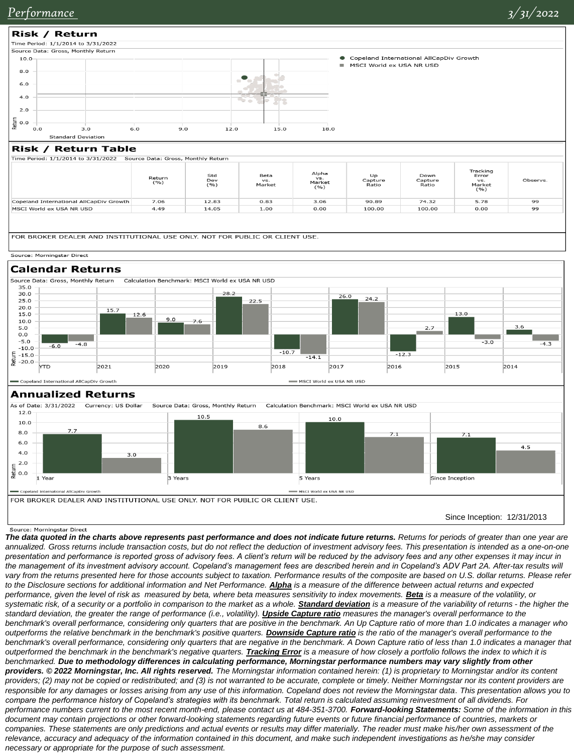## Risk / Return

Time Period: 1/1/2014 to 3/31/2022

Source Data: Gross, Monthly Return

- Copeland International AllCapDiv Growth
- MSCI World ex USA NR USD

## Risk / Return Table

Time Period: 1/1/2014 to 3/31/2022 Source Data: Gross, Monthly Return

| | Return (%) | Std Dev (%) | Beta vs. Market | Alpha vs. Market (%) | Up Capture Ratio | Down Capture Ratio | Tracking Error vs. Market (%) | Observs. |
|---|---|---|---|---|---|---|---|---|
| Copeland International AllCapDiv Growth | 7.06 | 12.83 | 0.83 | 3.06 | 90.89 | 74.32 | 5.78 | 99 |
| MSCI World ex USA NR USD | 4.49 | 14.05 | 1.00 | 0.00 | 100.00 | 100.00 | 0.00 | 99 |

FOR BROKER DEALER AND INSTITUTIONAL USE ONLY. NOT FOR PUBLIC OR CLIENT USE.

Source: Morningstar Direct

## Calendar Returns

Source Data: Gross, Monthly Return Calculation Benchmark: MSCI World ex USA NR USD

| | YTD | 2021 | 2020 | 2019 | 2018 | 2017 | 2016 | 2015 | 2014 |
|---|---|---|---|---|---|---|---|---|---|
| Copeland International AllCapDiv Growth | -6.0 | 15.7 | 9.0 | 28.2 | -10.7 | 26.0 | -12.3 | 13.0 | 3.6 |
| MSCI World ex USA NR USD | -4.8 | 12.6 | 7.6 | 22.5 | -14.1 | 24.2 | 2.7 | -3.0 | -4.3 |

## Annualized Returns

As of Date: 3/31/2022 Currency: US Dollar Source Data: Gross, Monthly Return Calculation Benchmark: MSCI World ex USA NR USD

| | 1 Year | 3 Years | 5 Years | Since Inception |
|---|---|---|---|---|
| Copeland International AllCapDiv Growth | 7.7 | 10.5 | 10.0 | 7.1 |
| MSCI World ex USA NR USD | 3.0 | 8.6 | 7.1 | 4.5 |

FOR BROKER DEALER AND INSTITUTIONAL USE ONLY. NOT FOR PUBLIC OR CLIENT USE.

Since Inception: 12/31/2013

Source: Morningstar Direct

***The data quoted in the charts above represents past performance and does not indicate future returns.*** *Returns for periods of greater than one year are annualized. Gross returns include transaction costs, but do not reflect the deduction of investment advisory fees. This presentation is intended as a one-on-one presentation and performance is reported gross of advisory fees. A client's return will be reduced by the advisory fees and any other expenses it may incur in the management of its investment advisory account. Copeland's management fees are described herein and in Copeland's ADV Part 2A. After-tax results will vary from the returns presented here for those accounts subject to taxation. Performance results of the composite are based on U.S. dollar returns. Please refer to the Disclosure sections for additional information and Net Performance.* ***Alpha*** *is a measure of the difference between actual returns and expected performance, given the level of risk as measured by beta, where beta measures sensitivity to index movements.* ***Beta*** *is a measure of the volatility, or systematic risk, of a security or a portfolio in comparison to the market as a whole.* ***Standard deviation*** *is a measure of the variability of returns - the higher the standard deviation, the greater the range of performance (i.e., volatility).* ***Upside Capture ratio*** *measures the manager's overall performance to the benchmark's overall performance, considering only quarters that are positive in the benchmark. An Up Capture ratio of more than 1.0 indicates a manager who outperforms the relative benchmark in the benchmark's positive quarters.* ***Downside Capture ratio*** *is the ratio of the manager's overall performance to the benchmark's overall performance, considering only quarters that are negative in the benchmark. A Down Capture ratio of less than 1.0 indicates a manager that outperformed the benchmark in the benchmark's negative quarters.* ***Tracking Error*** *is a measure of how closely a portfolio follows the index to which it is benchmarked.* ***Due to methodology differences in calculating performance, Morningstar performance numbers may vary slightly from other providers. © 2022 Morningstar, Inc. All rights reserved.*** *The Morningstar information contained herein: (1) is proprietary to Morningstar and/or its content providers; (2) may not be copied or redistributed; and (3) is not warranted to be accurate, complete or timely. Neither Morningstar nor its content providers are responsible for any damages or losses arising from any use of this information. Copeland does not review the Morningstar data. This presentation allows you to compare the performance history of Copeland's strategies with its benchmark. Total return is calculated assuming reinvestment of all dividends. For performance numbers current to the most recent month-end, please contact us at 484-351-3700.* ***Forward-looking Statements:*** *Some of the information in this document may contain projections or other forward-looking statements regarding future events or future financial performance of countries, markets or companies. These statements are only predictions and actual events or results may differ materially. The reader must make his/her own assessment of the relevance, accuracy and adequacy of the information contained in this document, and make such independent investigations as he/she may consider necessary or appropriate for the purpose of such assessment.*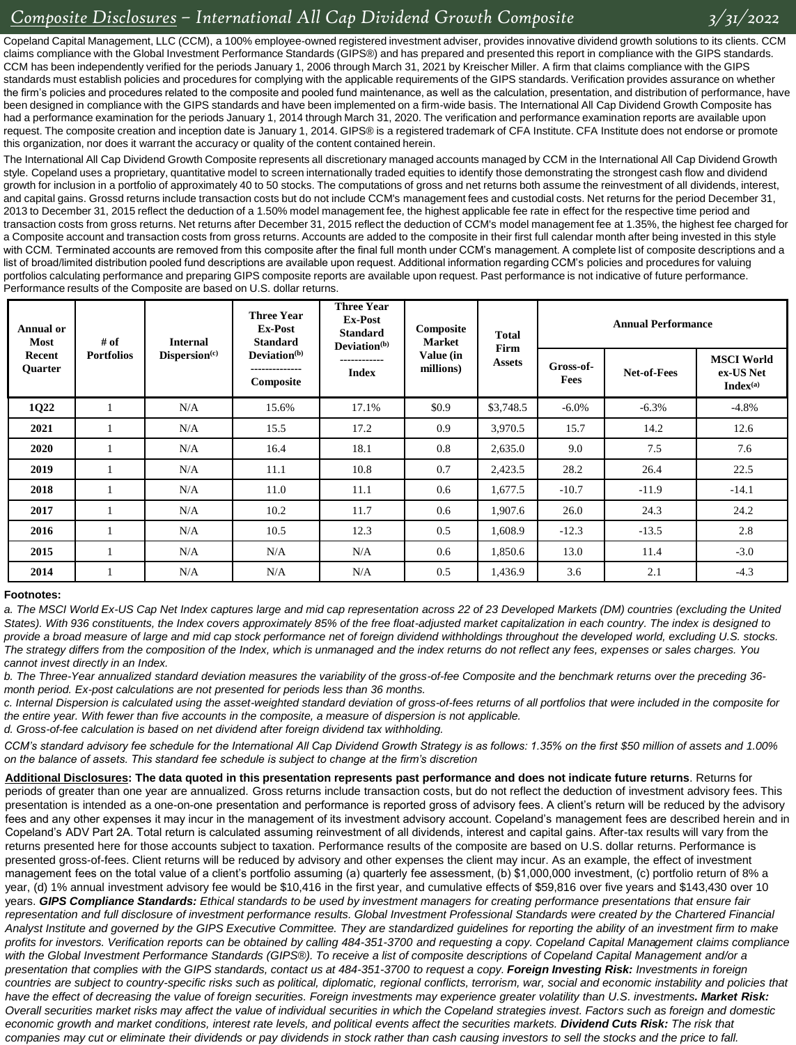## *Composite Disclosures – International All Cap Dividend Growth Composite* *3/31/2022*

Copeland Capital Management, LLC (CCM), a 100% employee-owned registered investment adviser, provides innovative dividend growth solutions to its clients. CCM claims compliance with the Global Investment Performance Standards (GIPS®) and has prepared and presented this report in compliance with the GIPS standards. CCM has been independently verified for the periods January 1, 2006 through March 31, 2021 by Kreischer Miller. A firm that claims compliance with the GIPS standards must establish policies and procedures for complying with the applicable requirements of the GIPS standards. Verification provides assurance on whether the firm's policies and procedures related to the composite and pooled fund maintenance, as well as the calculation, presentation, and distribution of performance, have been designed in compliance with the GIPS standards and have been implemented on a firm-wide basis. The International All Cap Dividend Growth Composite has had a performance examination for the periods January 1, 2014 through March 31, 2020. The verification and performance examination reports are available upon request. The composite creation and inception date is January 1, 2014. GIPS® is a registered trademark of CFA Institute. CFA Institute does not endorse or promote this organization, nor does it warrant the accuracy or quality of the content contained herein.

The International All Cap Dividend Growth Composite represents all discretionary accounts managed by CCM in the International All Cap Dividend Growth style. Copeland uses a proprietary, quantitative model to screen internationally traded equities to identify those demonstrating the strongest cash flow and dividend growth for inclusion in a portfolio of approximately 40 to 50 stocks. The computations of gross and net returns both assume the reinvestment of all dividends, interest, and capital gains. Grossd returns include transaction costs but do not include CCM's management fees and custodial costs. Net returns for the period December 31, 2013 to December 31, 2015 reflect the deduction of a 1.50% model management fee, the highest applicable fee rate in effect for the respective time period and transaction costs from gross returns. Net returns after December 31, 2015 reflect the deduction of CCM's model management fee at 1.35%, the highest fee charged for a Composite account and transaction costs from gross returns. Accounts are added to the composite in their first full calendar month after being invested in this style with CCM. Terminated accounts are removed from this composite after the final full month under CCM's management. A complete list of composite descriptions and a list of broad/limited distribution pooled fund descriptions are available upon request. Additional information regarding CCM's policies and procedures for valuing portfolios calculating performance and preparing GIPS composite reports are available upon request. Past performance is not indicative of future performance. Performance results of the Composite are based on U.S. dollar returns.

| Annual or Most Recent Quarter | # of Portfolios | Internal Dispersion[c] | Three Year Ex-Post Standard Deviation[b] -------------- Composite | Three Year Ex-Post Standard Deviation[b] ------------ Index | Composite Market Value (in millions) | Total Firm Assets | Annual Performance | | |
|---|---|---|---|---|---|---|---|---|---|
| | | | | | | | Gross-of-Fees | Net-of-Fees | MSCI World ex-US Net Index[a] |
| **1Q22** | 1 | N/A | 15.6% | 17.1% | $0.9 | $3,748.5 | -6.0% | -6.3% | -4.8% |
| **2021** | 1 | N/A | 15.5 | 17.2 | 0.9 | 3,970.5 | 15.7 | 14.2 | 12.6 |
| **2020** | 1 | N/A | 16.4 | 18.1 | 0.8 | 2,635.0 | 9.0 | 7.5 | 7.6 |
| **2019** | 1 | N/A | 11.1 | 10.8 | 0.7 | 2,423.5 | 28.2 | 26.4 | 22.5 |
| **2018** | 1 | N/A | 11.0 | 11.1 | 0.6 | 1,677.5 | -10.7 | -11.9 | -14.1 |
| **2017** | 1 | N/A | 10.2 | 11.7 | 0.6 | 1,907.6 | 26.0 | 24.3 | 24.2 |
| **2016** | 1 | N/A | 10.5 | 12.3 | 0.5 | 1,608.9 | -12.3 | -13.5 | 2.8 |
| **2015** | 1 | N/A | N/A | N/A | 0.6 | 1,850.6 | 13.0 | 11.4 | -3.0 |
| **2014** | 1 | N/A | N/A | N/A | 0.5 | 1,436.9 | 3.6 | 2.1 | -4.3 |

**Footnotes:**

*a. The MSCI World Ex-US Cap Net Index captures large and mid cap representation across 22 of 23 Developed Markets (DM) countries (excluding the United States). With 936 constituents, the Index covers approximately 85% of the free float-adjusted market capitalization in each country. The index is designed to provide a broad measure of large and mid cap stock performance net of foreign dividend withholdings throughout the developed world, excluding U.S. stocks. The strategy differs from the composition of the Index, which is unmanaged and the index returns do not reflect any fees, expenses or sales charges. You cannot invest directly in an Index.*

*b. The Three-Year annualized standard deviation measures the variability of the gross-of-fee Composite and the benchmark returns over the preceding 36-month period. Ex-post calculations are not presented for periods less than 36 months.*

*c. Internal Dispersion is calculated using the asset-weighted standard deviation of gross-of-fees returns of all portfolios that were included in the composite for the entire year. With fewer than five accounts in the composite, a measure of dispersion is not applicable.*

*d. Gross-of-fee calculation is based on net dividend after foreign dividend tax withholding.*

*CCM's standard advisory fee schedule for the International All Cap Dividend Growth Strategy is as follows: 1.35% on the first $50 million of assets and 1.00% on the balance of assets. This standard fee schedule is subject to change at the firm's discretion*

**Additional Disclosures**: **The data quoted in this presentation represents past performance and does not indicate future returns**. Returns for periods of greater than one year are annualized. Gross returns include transaction costs, but do not reflect the deduction of investment advisory fees. This presentation is intended as a one-on-one presentation and performance is reported gross of advisory fees. A client's return will be reduced by the advisory fees and any other expenses it may incur in the management of its investment advisory account. Copeland's management fees are described herein and in Copeland's ADV Part 2A. Total return is calculated assuming reinvestment of all dividends, interest and capital gains. After-tax results will vary from the returns presented here for those accounts subject to taxation. Performance results of the composite are based on U.S. dollar returns. Performance is presented gross-of-fees. Client returns will be reduced by advisory and other expenses the client may incur. As an example, the effect of investment management fees on the total value of a client's portfolio assuming (a) quarterly fee assessment, (b) $1,000,000 investment, (c) portfolio return of 8% a year, (d) 1% annual investment advisory fee would be $10,416 in the first year, and cumulative effects of $59,816 over five years and $143,430 over 10 years. ***GIPS Compliance Standards:*** *Ethical standards to be used by investment managers for creating performance presentations that ensure fair representation and full disclosure of investment performance results. Global Investment Professional Standards were created by the Chartered Financial Analyst Institute and governed by the GIPS Executive Committee. They are standardized guidelines for reporting the ability of an investment firm to make profits for investors. Verification reports can be obtained by calling 484-351-3700 and requesting a copy. Copeland Capital Management claims compliance with the Global Investment Performance Standards (GIPS®). To receive a list of composite descriptions of Copeland Capital Management and/or a presentation that complies with the GIPS standards, contact us at 484-351-3700 to request a copy.* ***Foreign Investing Risk:*** *Investments in foreign countries are subject to country-specific risks such as political, diplomatic, regional conflicts, terrorism, war, social and economic instability and policies that have the effect of decreasing the value of foreign securities. Foreign investments may experience greater volatility than U.S. investments.* ***Market Risk:*** *Overall securities market risks may affect the value of individual securities in which the Copeland strategies invest. Factors such as foreign and domestic economic growth and market conditions, interest rate levels, and political events affect the securities markets.* ***Dividend Cuts Risk:*** *The risk that companies may cut or eliminate their dividends or pay dividends in stock rather than cash causing investors to sell the stocks and the price to fall.*